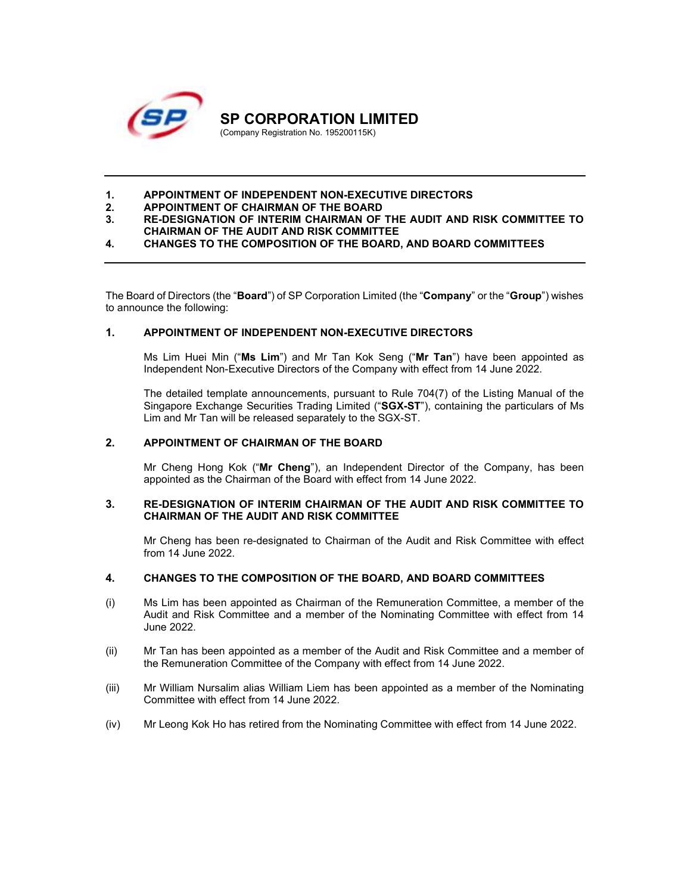# SP CORPORATION LIMITED

(Company Registration No. 195200115K)

---

**1. APPOINTMENT OF INDEPENDENT NON-EXECUTIVE DIRECTORS**
**2. APPOINTMENT OF CHAIRMAN OF THE BOARD**
**3. RE-DESIGNATION OF INTERIM CHAIRMAN OF THE AUDIT AND RISK COMMITTEE TO CHAIRMAN OF THE AUDIT AND RISK COMMITTEE**
**4. CHANGES TO THE COMPOSITION OF THE BOARD, AND BOARD COMMITTEES**

---

The Board of Directors (the "**Board**") of SP Corporation Limited (the "**Company**" or the "**Group**") wishes to announce the following:

## 1. APPOINTMENT OF INDEPENDENT NON-EXECUTIVE DIRECTORS

Ms Lim Huei Min ("**Ms Lim**") and Mr Tan Kok Seng ("**Mr Tan**") have been appointed as Independent Non-Executive Directors of the Company with effect from 14 June 2022.

The detailed template announcements, pursuant to Rule 704(7) of the Listing Manual of the Singapore Exchange Securities Trading Limited ("**SGX-ST**"), containing the particulars of Ms Lim and Mr Tan will be released separately to the SGX-ST.

## 2. APPOINTMENT OF CHAIRMAN OF THE BOARD

Mr Cheng Hong Kok ("**Mr Cheng**"), an Independent Director of the Company, has been appointed as the Chairman of the Board with effect from 14 June 2022.

## 3. RE-DESIGNATION OF INTERIM CHAIRMAN OF THE AUDIT AND RISK COMMITTEE TO CHAIRMAN OF THE AUDIT AND RISK COMMITTEE

Mr Cheng has been re-designated to Chairman of the Audit and Risk Committee with effect from 14 June 2022.

## 4. CHANGES TO THE COMPOSITION OF THE BOARD, AND BOARD COMMITTEES

(i) Ms Lim has been appointed as Chairman of the Remuneration Committee, a member of the Audit and Risk Committee and a member of the Nominating Committee with effect from 14 June 2022.

(ii) Mr Tan has been appointed as a member of the Audit and Risk Committee and a member of the Remuneration Committee of the Company with effect from 14 June 2022.

(iii) Mr William Nursalim alias William Liem has been appointed as a member of the Nominating Committee with effect from 14 June 2022.

(iv) Mr Leong Kok Ho has retired from the Nominating Committee with effect from 14 June 2022.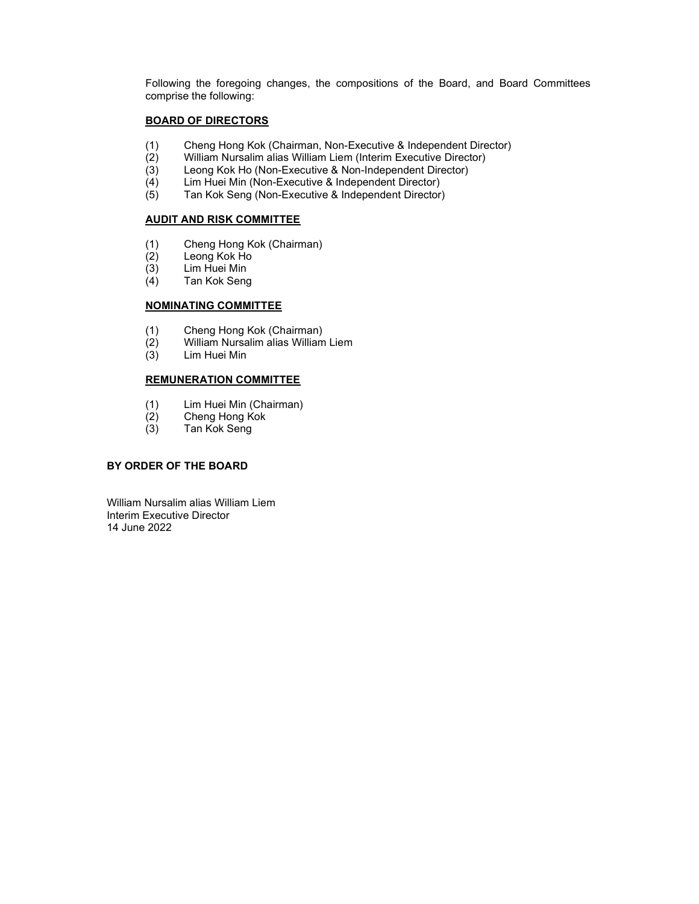Following the foregoing changes, the compositions of the Board, and Board Committees comprise the following:

**BOARD OF DIRECTORS**

(1) Cheng Hong Kok (Chairman, Non-Executive & Independent Director)
(2) William Nursalim alias William Liem (Interim Executive Director)
(3) Leong Kok Ho (Non-Executive & Non-Independent Director)
(4) Lim Huei Min (Non-Executive & Independent Director)
(5) Tan Kok Seng (Non-Executive & Independent Director)

**AUDIT AND RISK COMMITTEE**

(1) Cheng Hong Kok (Chairman)
(2) Leong Kok Ho
(3) Lim Huei Min
(4) Tan Kok Seng

**NOMINATING COMMITTEE**

(1) Cheng Hong Kok (Chairman)
(2) William Nursalim alias William Liem
(3) Lim Huei Min

**REMUNERATION COMMITTEE**

(1) Lim Huei Min (Chairman)
(2) Cheng Hong Kok
(3) Tan Kok Seng

**BY ORDER OF THE BOARD**

William Nursalim alias William Liem
Interim Executive Director
14 June 2022